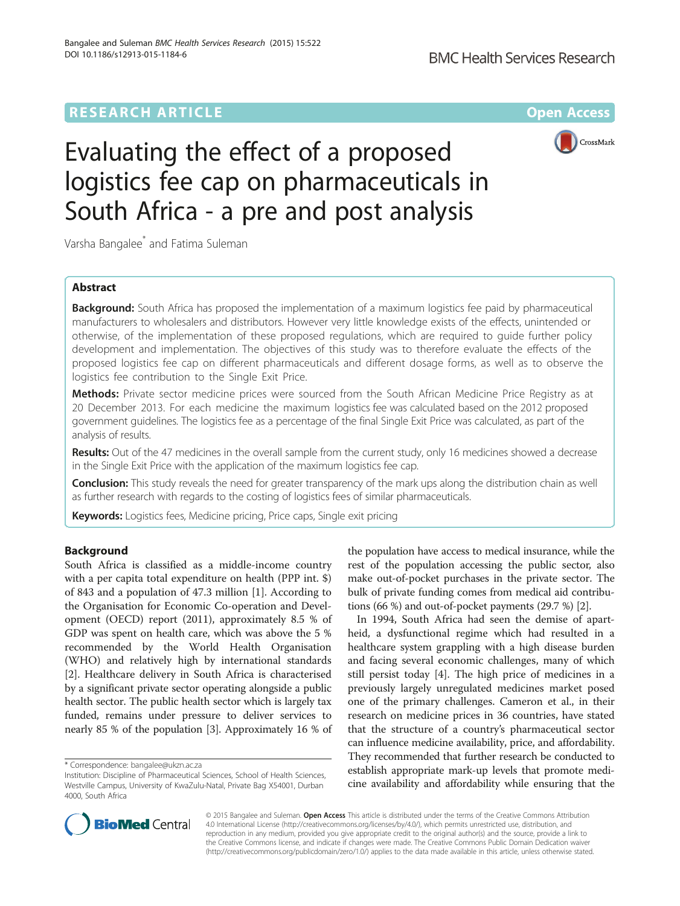RESEARCH ARTICLE Open Access

# Evaluating the effect of a proposed logistics fee cap on pharmaceuticals in South Africa - a pre and post analysis

Varsha Bangalee* and Fatima Suleman

## Abstract

**Background:** South Africa has proposed the implementation of a maximum logistics fee paid by pharmaceutical manufacturers to wholesalers and distributors. However very little knowledge exists of the effects, unintended or otherwise, of the implementation of these proposed regulations, which are required to guide further policy development and implementation. The objectives of this study was to therefore evaluate the effects of the proposed logistics fee cap on different pharmaceuticals and different dosage forms, as well as to observe the logistics fee contribution to the Single Exit Price.

**Methods:** Private sector medicine prices were sourced from the South African Medicine Price Registry as at 20 December 2013. For each medicine the maximum logistics fee was calculated based on the 2012 proposed government guidelines. The logistics fee as a percentage of the final Single Exit Price was calculated, as part of the analysis of results.

**Results:** Out of the 47 medicines in the overall sample from the current study, only 16 medicines showed a decrease in the Single Exit Price with the application of the maximum logistics fee cap.

**Conclusion:** This study reveals the need for greater transparency of the mark ups along the distribution chain as well as further research with regards to the costing of logistics fees of similar pharmaceuticals.

**Keywords:** Logistics fees, Medicine pricing, Price caps, Single exit pricing

## Background

South Africa is classified as a middle-income country with a per capita total expenditure on health (PPP int. $) of 843 and a population of 47.3 million [1]. According to the Organisation for Economic Co-operation and Development (OECD) report (2011), approximately 8.5 % of GDP was spent on health care, which was above the 5 % recommended by the World Health Organisation (WHO) and relatively high by international standards [2]. Healthcare delivery in South Africa is characterised by a significant private sector operating alongside a public health sector. The public health sector which is largely tax funded, remains under pressure to deliver services to nearly 85 % of the population [3]. Approximately 16 % of the population have access to medical insurance, while the rest of the population accessing the public sector, also make out-of-pocket purchases in the private sector. The bulk of private funding comes from medical aid contributions (66 %) and out-of-pocket payments (29.7 %) [2].

In 1994, South Africa had seen the demise of apartheid, a dysfunctional regime which had resulted in a healthcare system grappling with a high disease burden and facing several economic challenges, many of which still persist today [4]. The high price of medicines in a previously largely unregulated medicines market posed one of the primary challenges. Cameron et al., in their research on medicine prices in 36 countries, have stated that the structure of a country's pharmaceutical sector can influence medicine availability, price, and affordability. They recommended that further research be conducted to establish appropriate mark-up levels that promote medicine availability and affordability while ensuring that the

* Correspondence: bangalee@ukzn.ac.za
Institution: Discipline of Pharmaceutical Sciences, School of Health Sciences, Westville Campus, University of KwaZulu-Natal, Private Bag X54001, Durban 4000, South Africa

© 2015 Bangalee and Suleman. **Open Access** This article is distributed under the terms of the Creative Commons Attribution 4.0 International License (http://creativecommons.org/licenses/by/4.0/), which permits unrestricted use, distribution, and reproduction in any medium, provided you give appropriate credit to the original author(s) and the source, provide a link to the Creative Commons license, and indicate if changes were made. The Creative Commons Public Domain Dedication waiver (http://creativecommons.org/publicdomain/zero/1.0/) applies to the data made available in this article, unless otherwise stated.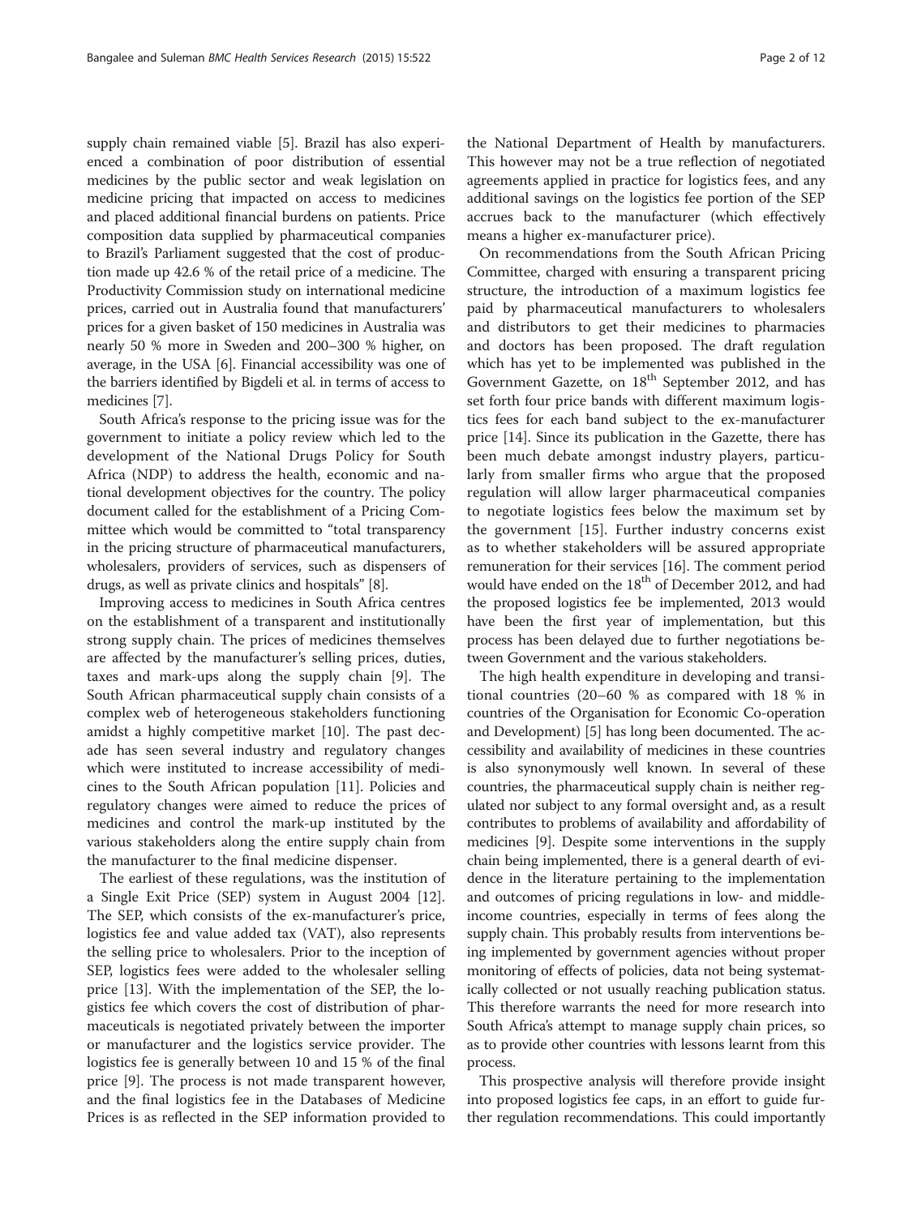supply chain remained viable [5]. Brazil has also experienced a combination of poor distribution of essential medicines by the public sector and weak legislation on medicine pricing that impacted on access to medicines and placed additional financial burdens on patients. Price composition data supplied by pharmaceutical companies to Brazil's Parliament suggested that the cost of production made up 42.6 % of the retail price of a medicine. The Productivity Commission study on international medicine prices, carried out in Australia found that manufacturers' prices for a given basket of 150 medicines in Australia was nearly 50 % more in Sweden and 200–300 % higher, on average, in the USA [6]. Financial accessibility was one of the barriers identified by Bigdeli et al. in terms of access to medicines [7].

South Africa's response to the pricing issue was for the government to initiate a policy review which led to the development of the National Drugs Policy for South Africa (NDP) to address the health, economic and national development objectives for the country. The policy document called for the establishment of a Pricing Committee which would be committed to "total transparency in the pricing structure of pharmaceutical manufacturers, wholesalers, providers of services, such as dispensers of drugs, as well as private clinics and hospitals" [8].

Improving access to medicines in South Africa centres on the establishment of a transparent and institutionally strong supply chain. The prices of medicines themselves are affected by the manufacturer's selling prices, duties, taxes and mark-ups along the supply chain [9]. The South African pharmaceutical supply chain consists of a complex web of heterogeneous stakeholders functioning amidst a highly competitive market [10]. The past decade has seen several industry and regulatory changes which were instituted to increase accessibility of medicines to the South African population [11]. Policies and regulatory changes were aimed to reduce the prices of medicines and control the mark-up instituted by the various stakeholders along the entire supply chain from the manufacturer to the final medicine dispenser.

The earliest of these regulations, was the institution of a Single Exit Price (SEP) system in August 2004 [12]. The SEP, which consists of the ex-manufacturer's price, logistics fee and value added tax (VAT), also represents the selling price to wholesalers. Prior to the inception of SEP, logistics fees were added to the wholesaler selling price [13]. With the implementation of the SEP, the logistics fee which covers the cost of distribution of pharmaceuticals is negotiated privately between the importer or manufacturer and the logistics service provider. The logistics fee is generally between 10 and 15 % of the final price [9]. The process is not made transparent however, and the final logistics fee in the Databases of Medicine Prices is as reflected in the SEP information provided to the National Department of Health by manufacturers. This however may not be a true reflection of negotiated agreements applied in practice for logistics fees, and any additional savings on the logistics fee portion of the SEP accrues back to the manufacturer (which effectively means a higher ex-manufacturer price).

On recommendations from the South African Pricing Committee, charged with ensuring a transparent pricing structure, the introduction of a maximum logistics fee paid by pharmaceutical manufacturers to wholesalers and distributors to get their medicines to pharmacies and doctors has been proposed. The draft regulation which has yet to be implemented was published in the Government Gazette, on 18th September 2012, and has set forth four price bands with different maximum logistics fees for each band subject to the ex-manufacturer price [14]. Since its publication in the Gazette, there has been much debate amongst industry players, particularly from smaller firms who argue that the proposed regulation will allow larger pharmaceutical companies to negotiate logistics fees below the maximum set by the government [15]. Further industry concerns exist as to whether stakeholders will be assured appropriate remuneration for their services [16]. The comment period would have ended on the 18th of December 2012, and had the proposed logistics fee be implemented, 2013 would have been the first year of implementation, but this process has been delayed due to further negotiations between Government and the various stakeholders.

The high health expenditure in developing and transitional countries (20–60 % as compared with 18 % in countries of the Organisation for Economic Co-operation and Development) [5] has long been documented. The accessibility and availability of medicines in these countries is also synonymously well known. In several of these countries, the pharmaceutical supply chain is neither regulated nor subject to any formal oversight and, as a result contributes to problems of availability and affordability of medicines [9]. Despite some interventions in the supply chain being implemented, there is a general dearth of evidence in the literature pertaining to the implementation and outcomes of pricing regulations in low- and middle-income countries, especially in terms of fees along the supply chain. This probably results from interventions being implemented by government agencies without proper monitoring of effects of policies, data not being systematically collected or not usually reaching publication status. This therefore warrants the need for more research into South Africa's attempt to manage supply chain prices, so as to provide other countries with lessons learnt from this process.

This prospective analysis will therefore provide insight into proposed logistics fee caps, in an effort to guide further regulation recommendations. This could importantly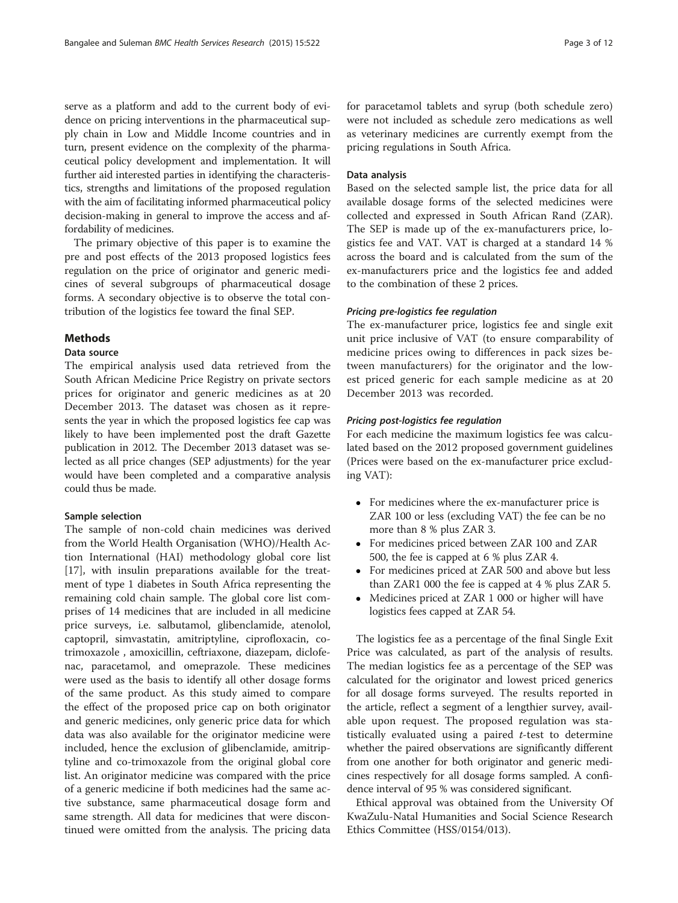serve as a platform and add to the current body of evidence on pricing interventions in the pharmaceutical supply chain in Low and Middle Income countries and in turn, present evidence on the complexity of the pharmaceutical policy development and implementation. It will further aid interested parties in identifying the characteristics, strengths and limitations of the proposed regulation with the aim of facilitating informed pharmaceutical policy decision-making in general to improve the access and affordability of medicines.

The primary objective of this paper is to examine the pre and post effects of the 2013 proposed logistics fees regulation on the price of originator and generic medicines of several subgroups of pharmaceutical dosage forms. A secondary objective is to observe the total contribution of the logistics fee toward the final SEP.

## Methods

### Data source

The empirical analysis used data retrieved from the South African Medicine Price Registry on private sectors prices for originator and generic medicines as at 20 December 2013. The dataset was chosen as it represents the year in which the proposed logistics fee cap was likely to have been implemented post the draft Gazette publication in 2012. The December 2013 dataset was selected as all price changes (SEP adjustments) for the year would have been completed and a comparative analysis could thus be made.

### Sample selection

The sample of non-cold chain medicines was derived from the World Health Organisation (WHO)/Health Action International (HAI) methodology global core list [17], with insulin preparations available for the treatment of type 1 diabetes in South Africa representing the remaining cold chain sample. The global core list comprises of 14 medicines that are included in all medicine price surveys, i.e. salbutamol, glibenclamide, atenolol, captopril, simvastatin, amitriptyline, ciprofloxacin, co-trimoxazole , amoxicillin, ceftriaxone, diazepam, diclofenac, paracetamol, and omeprazole. These medicines were used as the basis to identify all other dosage forms of the same product. As this study aimed to compare the effect of the proposed price cap on both originator and generic medicines, only generic price data for which data was also available for the originator medicine were included, hence the exclusion of glibenclamide, amitriptyline and co-trimoxazole from the original global core list. An originator medicine was compared with the price of a generic medicine if both medicines had the same active substance, same pharmaceutical dosage form and same strength. All data for medicines that were discontinued were omitted from the analysis. The pricing data for paracetamol tablets and syrup (both schedule zero) were not included as schedule zero medications as well as veterinary medicines are currently exempt from the pricing regulations in South Africa.

### Data analysis

Based on the selected sample list, the price data for all available dosage forms of the selected medicines were collected and expressed in South African Rand (ZAR). The SEP is made up of the ex-manufacturers price, logistics fee and VAT. VAT is charged at a standard 14 % across the board and is calculated from the sum of the ex-manufacturers price and the logistics fee and added to the combination of these 2 prices.

#### *Pricing pre-logistics fee regulation*

The ex-manufacturer price, logistics fee and single exit unit price inclusive of VAT (to ensure comparability of medicine prices owing to differences in pack sizes between manufacturers) for the originator and the lowest priced generic for each sample medicine as at 20 December 2013 was recorded.

#### *Pricing post-logistics fee regulation*

For each medicine the maximum logistics fee was calculated based on the 2012 proposed government guidelines (Prices were based on the ex-manufacturer price excluding VAT):

- For medicines where the ex-manufacturer price is ZAR 100 or less (excluding VAT) the fee can be no more than 8 % plus ZAR 3.
- For medicines priced between ZAR 100 and ZAR 500, the fee is capped at 6 % plus ZAR 4.
- For medicines priced at ZAR 500 and above but less than ZAR1 000 the fee is capped at 4 % plus ZAR 5.
- Medicines priced at ZAR 1 000 or higher will have logistics fees capped at ZAR 54.

The logistics fee as a percentage of the final Single Exit Price was calculated, as part of the analysis of results. The median logistics fee as a percentage of the SEP was calculated for the originator and lowest priced generics for all dosage forms surveyed. The results reported in the article, reflect a segment of a lengthier survey, available upon request. The proposed regulation was statistically evaluated using a paired *t*-test to determine whether the paired observations are significantly different from one another for both originator and generic medicines respectively for all dosage forms sampled. A confidence interval of 95 % was considered significant.

Ethical approval was obtained from the University Of KwaZulu-Natal Humanities and Social Science Research Ethics Committee (HSS/0154/013).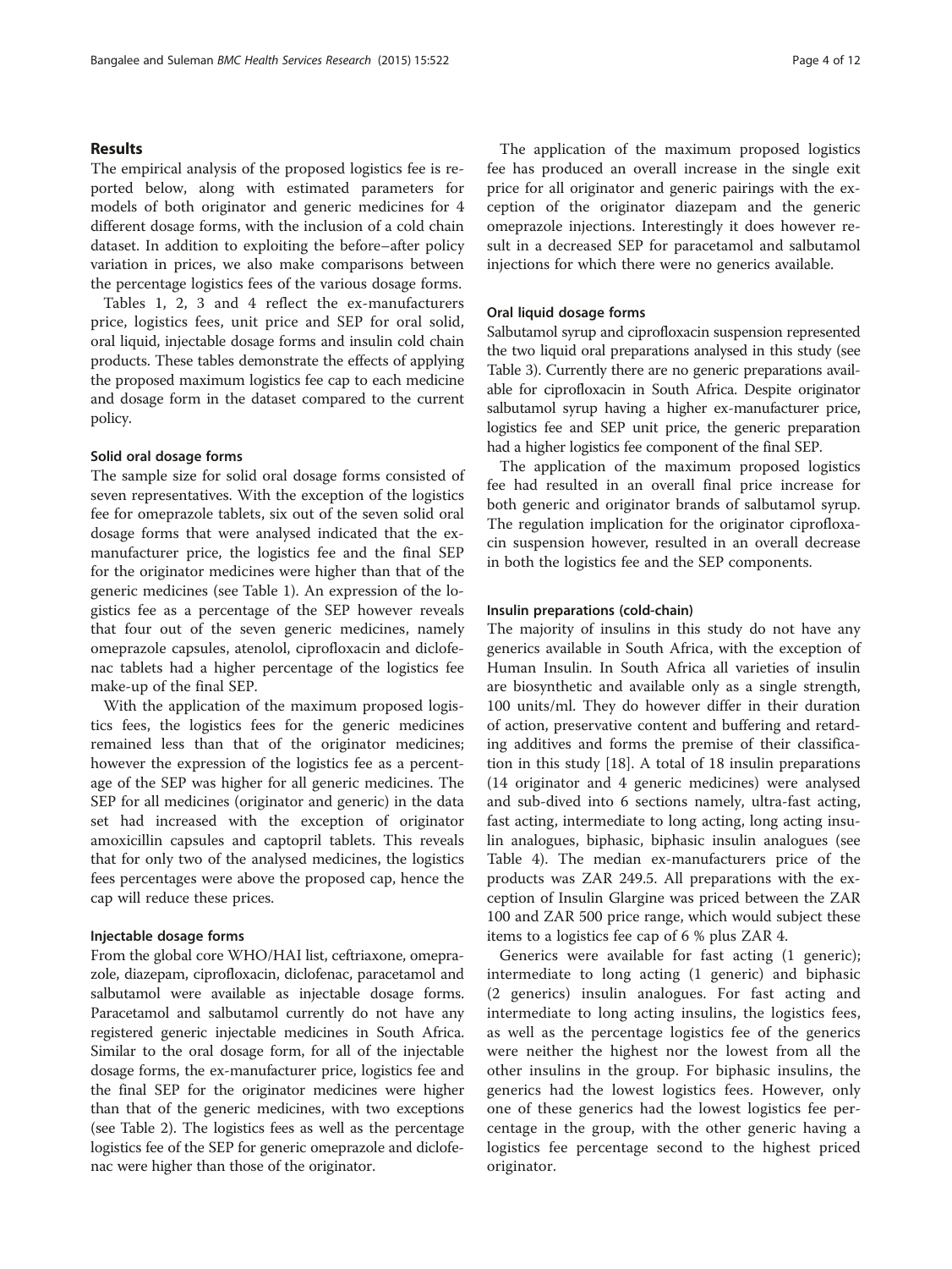## Results

The empirical analysis of the proposed logistics fee is reported below, along with estimated parameters for models of both originator and generic medicines for 4 different dosage forms, with the inclusion of a cold chain dataset. In addition to exploiting the before–after policy variation in prices, we also make comparisons between the percentage logistics fees of the various dosage forms.

Tables 1, 2, 3 and 4 reflect the ex-manufacturers price, logistics fees, unit price and SEP for oral solid, oral liquid, injectable dosage forms and insulin cold chain products. These tables demonstrate the effects of applying the proposed maximum logistics fee cap to each medicine and dosage form in the dataset compared to the current policy.

### Solid oral dosage forms

The sample size for solid oral dosage forms consisted of seven representatives. With the exception of the logistics fee for omeprazole tablets, six out of the seven solid oral dosage forms that were analysed indicated that the ex-manufacturer price, the logistics fee and the final SEP for the originator medicines were higher than that of the generic medicines (see Table 1). An expression of the logistics fee as a percentage of the SEP however reveals that four out of the seven generic medicines, namely omeprazole capsules, atenolol, ciprofloxacin and diclofenac tablets had a higher percentage of the logistics fee make-up of the final SEP.

With the application of the maximum proposed logistics fees, the logistics fees for the generic medicines remained less than that of the originator medicines; however the expression of the logistics fee as a percentage of the SEP was higher for all generic medicines. The SEP for all medicines (originator and generic) in the data set had increased with the exception of originator amoxicillin capsules and captopril tablets. This reveals that for only two of the analysed medicines, the logistics fees percentages were above the proposed cap, hence the cap will reduce these prices.

### Injectable dosage forms

From the global core WHO/HAI list, ceftriaxone, omeprazole, diazepam, ciprofloxacin, diclofenac, paracetamol and salbutamol were available as injectable dosage forms. Paracetamol and salbutamol currently do not have any registered generic injectable medicines in South Africa. Similar to the oral dosage form, for all of the injectable dosage forms, the ex-manufacturer price, logistics fee and the final SEP for the originator medicines were higher than that of the generic medicines, with two exceptions (see Table 2). The logistics fees as well as the percentage logistics fee of the SEP for generic omeprazole and diclofenac were higher than those of the originator.

The application of the maximum proposed logistics fee has produced an overall increase in the single exit price for all originator and generic pairings with the exception of the originator diazepam and the generic omeprazole injections. Interestingly it does however result in a decreased SEP for paracetamol and salbutamol injections for which there were no generics available.

### Oral liquid dosage forms

Salbutamol syrup and ciprofloxacin suspension represented the two liquid oral preparations analysed in this study (see Table 3). Currently there are no generic preparations available for ciprofloxacin in South Africa. Despite originator salbutamol syrup having a higher ex-manufacturer price, logistics fee and SEP unit price, the generic preparation had a higher logistics fee component of the final SEP.

The application of the maximum proposed logistics fee had resulted in an overall final price increase for both generic and originator brands of salbutamol syrup. The regulation implication for the originator ciprofloxacin suspension however, resulted in an overall decrease in both the logistics fee and the SEP components.

### Insulin preparations (cold-chain)

The majority of insulins in this study do not have any generics available in South Africa, with the exception of Human Insulin. In South Africa all varieties of insulin are biosynthetic and available only as a single strength, 100 units/ml. They do however differ in their duration of action, preservative content and buffering and retarding additives and forms the premise of their classification in this study [18]. A total of 18 insulin preparations (14 originator and 4 generic medicines) were analysed and sub-dived into 6 sections namely, ultra-fast acting, fast acting, intermediate to long acting, long acting insulin analogues, biphasic, biphasic insulin analogues (see Table 4). The median ex-manufacturers price of the products was ZAR 249.5. All preparations with the exception of Insulin Glargine was priced between the ZAR 100 and ZAR 500 price range, which would subject these items to a logistics fee cap of 6 % plus ZAR 4.

Generics were available for fast acting (1 generic); intermediate to long acting (1 generic) and biphasic (2 generics) insulin analogues. For fast acting and intermediate to long acting insulins, the logistics fees, as well as the percentage logistics fee of the generics were neither the highest nor the lowest from all the other insulins in the group. For biphasic insulins, the generics had the lowest logistics fees. However, only one of these generics had the lowest logistics fee percentage in the group, with the other generic having a logistics fee percentage second to the highest priced originator.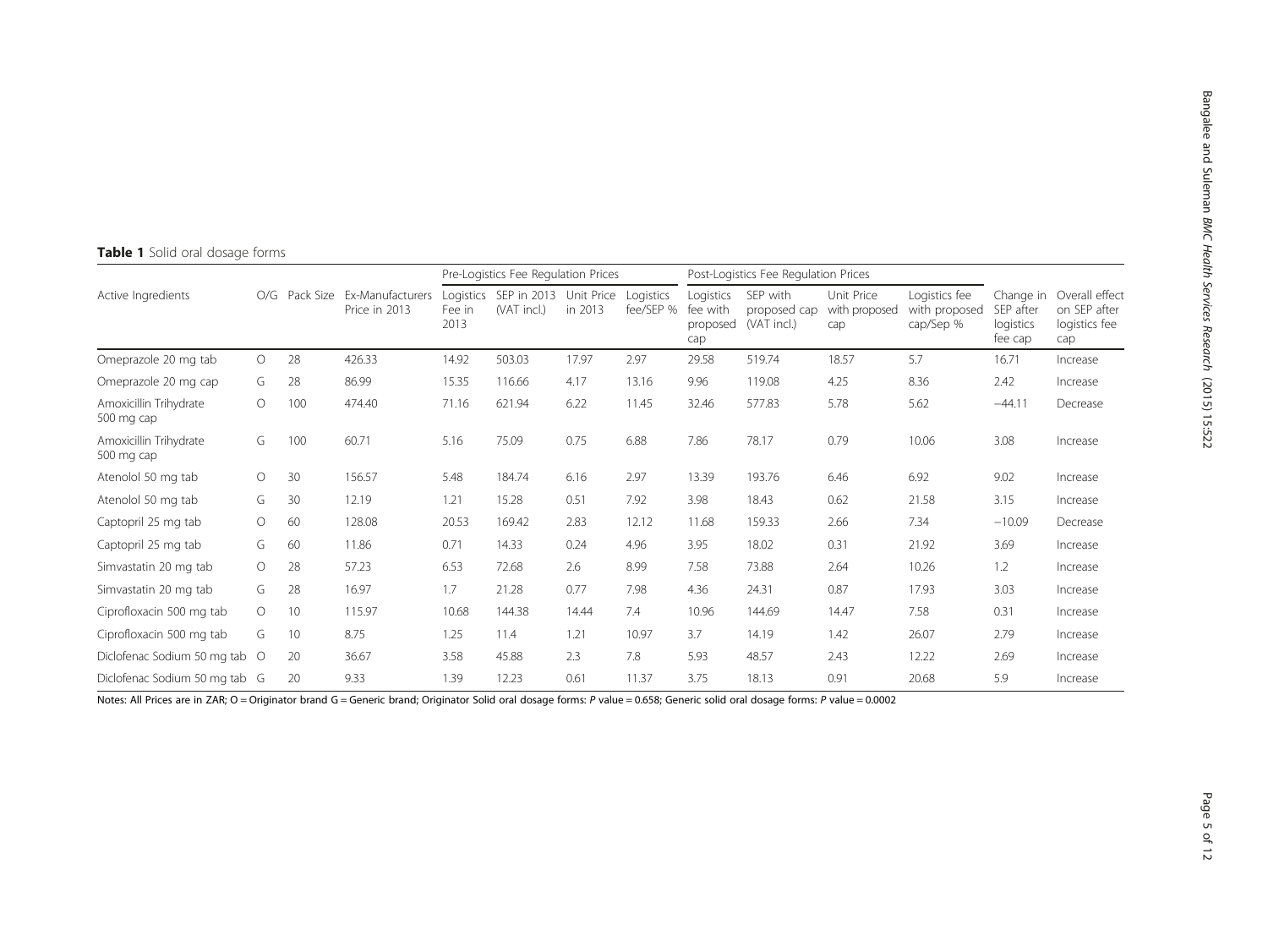**Table 1** Solid oral dosage forms

| Active Ingredients | O/G | Pack Size | Ex-Manufacturers Price in 2013 | Pre-Logistics Fee Regulation Prices | | | | Post-Logistics Fee Regulation Prices | | | | Change in SEP after logistics fee cap | Overall effect on SEP after logistics fee cap |
|---|---|---|---|---|---|---|---|---|---|---|---|---|---|
| | | | | Logistics Fee in 2013 | SEP in 2013 (VAT incl.) | Unit Price in 2013 | Logistics fee/SEP % | Logistics fee with proposed cap | SEP with proposed cap (VAT incl.) | Unit Price with proposed cap | Logistics fee with proposed cap/Sep % | | |
| Omeprazole 20 mg tab | O | 28 | 426.33 | 14.92 | 503.03 | 17.97 | 2.97 | 29.58 | 519.74 | 18.57 | 5.7 | 16.71 | Increase |
| Omeprazole 20 mg cap | G | 28 | 86.99 | 15.35 | 116.66 | 4.17 | 13.16 | 9.96 | 119.08 | 4.25 | 8.36 | 2.42 | Increase |
| Amoxicillin Trihydrate 500 mg cap | O | 100 | 474.40 | 71.16 | 621.94 | 6.22 | 11.45 | 32.46 | 577.83 | 5.78 | 5.62 | −44.11 | Decrease |
| Amoxicillin Trihydrate 500 mg cap | G | 100 | 60.71 | 5.16 | 75.09 | 0.75 | 6.88 | 7.86 | 78.17 | 0.79 | 10.06 | 3.08 | Increase |
| Atenolol 50 mg tab | O | 30 | 156.57 | 5.48 | 184.74 | 6.16 | 2.97 | 13.39 | 193.76 | 6.46 | 6.92 | 9.02 | Increase |
| Atenolol 50 mg tab | G | 30 | 12.19 | 1.21 | 15.28 | 0.51 | 7.92 | 3.98 | 18.43 | 0.62 | 21.58 | 3.15 | Increase |
| Captopril 25 mg tab | O | 60 | 128.08 | 20.53 | 169.42 | 2.83 | 12.12 | 11.68 | 159.33 | 2.66 | 7.34 | −10.09 | Decrease |
| Captopril 25 mg tab | G | 60 | 11.86 | 0.71 | 14.33 | 0.24 | 4.96 | 3.95 | 18.02 | 0.31 | 21.92 | 3.69 | Increase |
| Simvastatin 20 mg tab | O | 28 | 57.23 | 6.53 | 72.68 | 2.6 | 8.99 | 7.58 | 73.88 | 2.64 | 10.26 | 1.2 | Increase |
| Simvastatin 20 mg tab | G | 28 | 16.97 | 1.7 | 21.28 | 0.77 | 7.98 | 4.36 | 24.31 | 0.87 | 17.93 | 3.03 | Increase |
| Ciprofloxacin 500 mg tab | O | 10 | 115.97 | 10.68 | 144.38 | 14.44 | 7.4 | 10.96 | 144.69 | 14.47 | 7.58 | 0.31 | Increase |
| Ciprofloxacin 500 mg tab | G | 10 | 8.75 | 1.25 | 11.4 | 1.21 | 10.97 | 3.7 | 14.19 | 1.42 | 26.07 | 2.79 | Increase |
| Diclofenac Sodium 50 mg tab | O | 20 | 36.67 | 3.58 | 45.88 | 2.3 | 7.8 | 5.93 | 48.57 | 2.43 | 12.22 | 2.69 | Increase |
| Diclofenac Sodium 50 mg tab | G | 20 | 9.33 | 1.39 | 12.23 | 0.61 | 11.37 | 3.75 | 18.13 | 0.91 | 20.68 | 5.9 | Increase |

Notes: All Prices are in ZAR; O = Originator brand G = Generic brand; Originator Solid oral dosage forms: *P* value = 0.658; Generic solid oral dosage forms: *P* value = 0.0002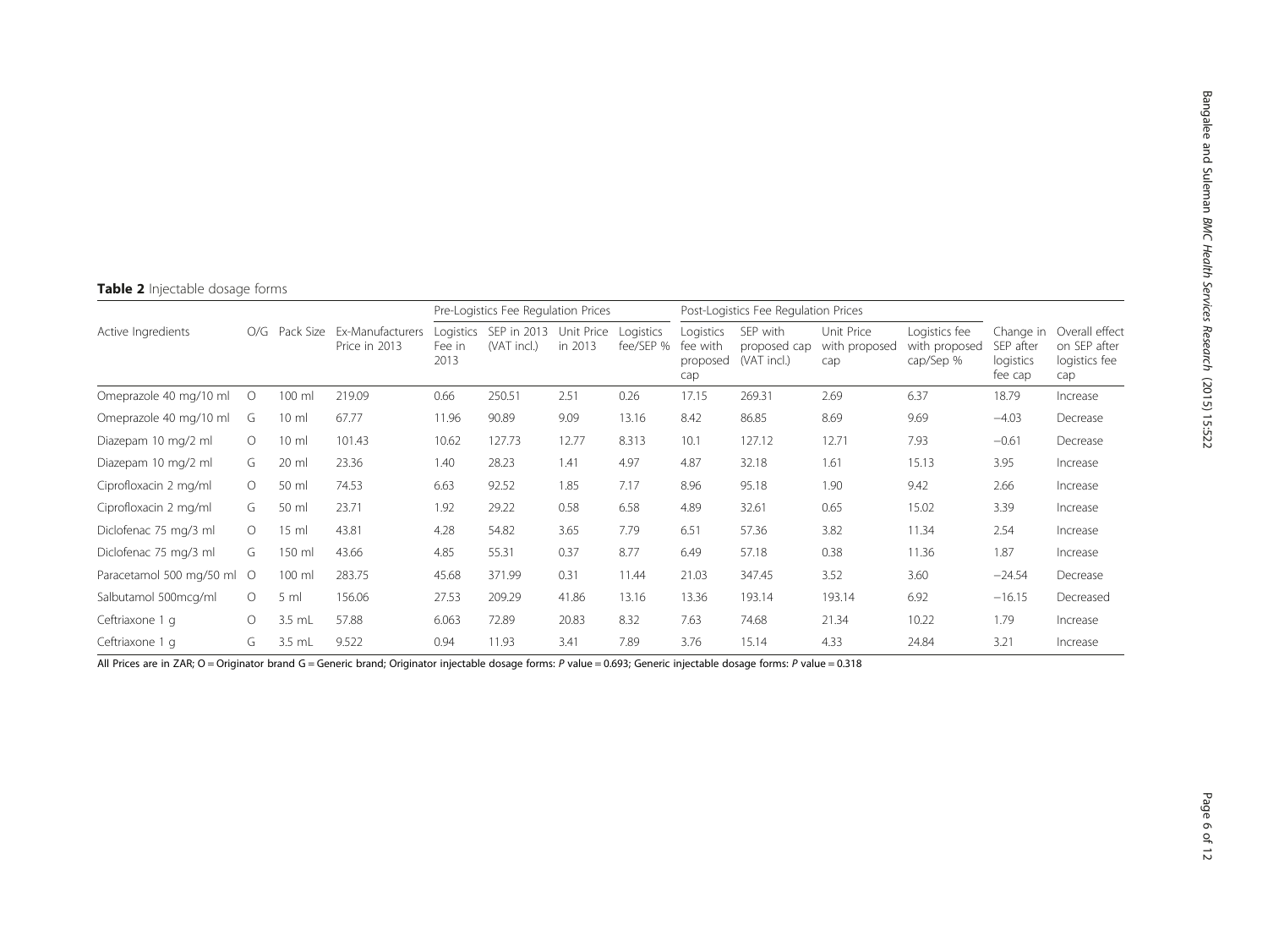**Table 2** Injectable dosage forms

| Active Ingredients | O/G | Pack Size | Ex-Manufacturers Price in 2013 | Pre-Logistics Fee Regulation Prices | | | | Post-Logistics Fee Regulation Prices | | | | | |
|---|---|---|---|---|---|---|---|---|---|---|---|---|---|
| | | | | Logistics Fee in 2013 | SEP in 2013 (VAT incl.) | Unit Price in 2013 | Logistics fee/SEP % | Logistics fee with proposed cap | SEP with proposed cap (VAT incl.) | Unit Price with proposed cap | Logistics fee with proposed cap/Sep % | Change in SEP after logistics fee cap | Overall effect on SEP after logistics fee cap |
| Omeprazole 40 mg/10 ml | O | 100 ml | 219.09 | 0.66 | 250.51 | 2.51 | 0.26 | 17.15 | 269.31 | 2.69 | 6.37 | 18.79 | Increase |
| Omeprazole 40 mg/10 ml | G | 10 ml | 67.77 | 11.96 | 90.89 | 9.09 | 13.16 | 8.42 | 86.85 | 8.69 | 9.69 | −4.03 | Decrease |
| Diazepam 10 mg/2 ml | O | 10 ml | 101.43 | 10.62 | 127.73 | 12.77 | 8.313 | 10.1 | 127.12 | 12.71 | 7.93 | −0.61 | Decrease |
| Diazepam 10 mg/2 ml | G | 20 ml | 23.36 | 1.40 | 28.23 | 1.41 | 4.97 | 4.87 | 32.18 | 1.61 | 15.13 | 3.95 | Increase |
| Ciprofloxacin 2 mg/ml | O | 50 ml | 74.53 | 6.63 | 92.52 | 1.85 | 7.17 | 8.96 | 95.18 | 1.90 | 9.42 | 2.66 | Increase |
| Ciprofloxacin 2 mg/ml | G | 50 ml | 23.71 | 1.92 | 29.22 | 0.58 | 6.58 | 4.89 | 32.61 | 0.65 | 15.02 | 3.39 | Increase |
| Diclofenac 75 mg/3 ml | O | 15 ml | 43.81 | 4.28 | 54.82 | 3.65 | 7.79 | 6.51 | 57.36 | 3.82 | 11.34 | 2.54 | Increase |
| Diclofenac 75 mg/3 ml | G | 150 ml | 43.66 | 4.85 | 55.31 | 0.37 | 8.77 | 6.49 | 57.18 | 0.38 | 11.36 | 1.87 | Increase |
| Paracetamol 500 mg/50 ml | O | 100 ml | 283.75 | 45.68 | 371.99 | 0.31 | 11.44 | 21.03 | 347.45 | 3.52 | 3.60 | −24.54 | Decrease |
| Salbutamol 500mcg/ml | O | 5 ml | 156.06 | 27.53 | 209.29 | 41.86 | 13.16 | 13.36 | 193.14 | 193.14 | 6.92 | −16.15 | Decreased |
| Ceftriaxone 1 g | O | 3.5 mL | 57.88 | 6.063 | 72.89 | 20.83 | 8.32 | 7.63 | 74.68 | 21.34 | 10.22 | 1.79 | Increase |
| Ceftriaxone 1 g | G | 3.5 mL | 9.522 | 0.94 | 11.93 | 3.41 | 7.89 | 3.76 | 15.14 | 4.33 | 24.84 | 3.21 | Increase |

All Prices are in ZAR; O = Originator brand G = Generic brand; Originator injectable dosage forms: *P* value = 0.693; Generic injectable dosage forms: *P* value = 0.318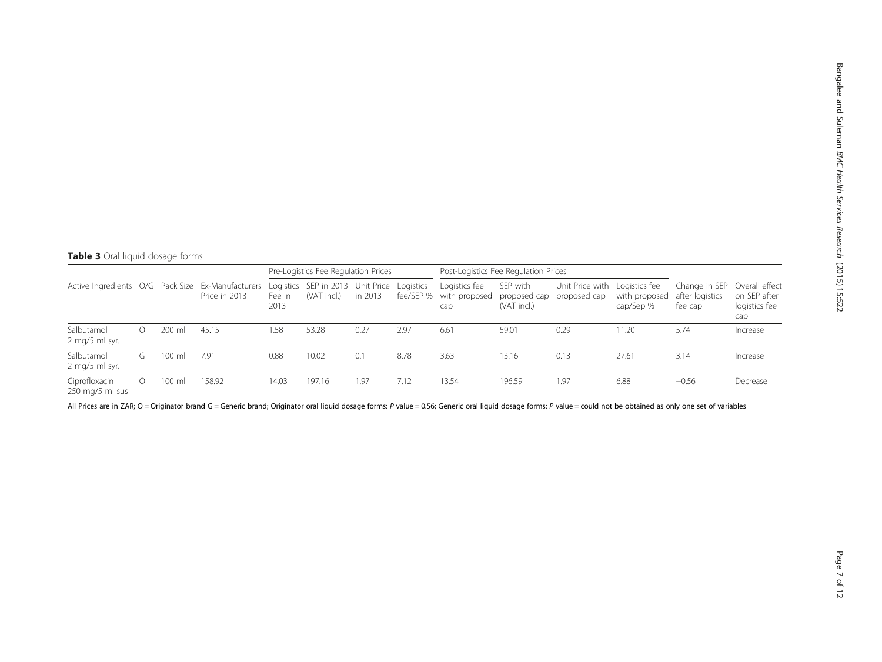**Table 3** Oral liquid dosage forms

| Active Ingredients | O/G | Pack Size | Ex-Manufacturers Price in 2013 | Pre-Logistics Fee Regulation Prices | | | | Post-Logistics Fee Regulation Prices | | | | Change in SEP after logistics fee cap | Overall effect on SEP after logistics fee cap |
|---|---|---|---|---|---|---|---|---|---|---|---|---|---|
| | | | | Logistics Fee in 2013 | SEP in 2013 (VAT incl.) | Unit Price in 2013 | Logistics fee/SEP % | Logistics fee with proposed cap | SEP with proposed cap (VAT incl.) | Unit Price with proposed cap | Logistics fee with proposed cap/Sep % | | |
| Salbutamol 2 mg/5 ml syr. | O | 200 ml | 45.15 | 1.58 | 53.28 | 0.27 | 2.97 | 6.61 | 59.01 | 0.29 | 11.20 | 5.74 | Increase |
| Salbutamol 2 mg/5 ml syr. | G | 100 ml | 7.91 | 0.88 | 10.02 | 0.1 | 8.78 | 3.63 | 13.16 | 0.13 | 27.61 | 3.14 | Increase |
| Ciprofloxacin 250 mg/5 ml sus | O | 100 ml | 158.92 | 14.03 | 197.16 | 1.97 | 7.12 | 13.54 | 196.59 | 1.97 | 6.88 | −0.56 | Decrease |

All Prices are in ZAR; O = Originator brand G = Generic brand; Originator oral liquid dosage forms: *P* value = 0.56; Generic oral liquid dosage forms: *P* value = could not be obtained as only one set of variables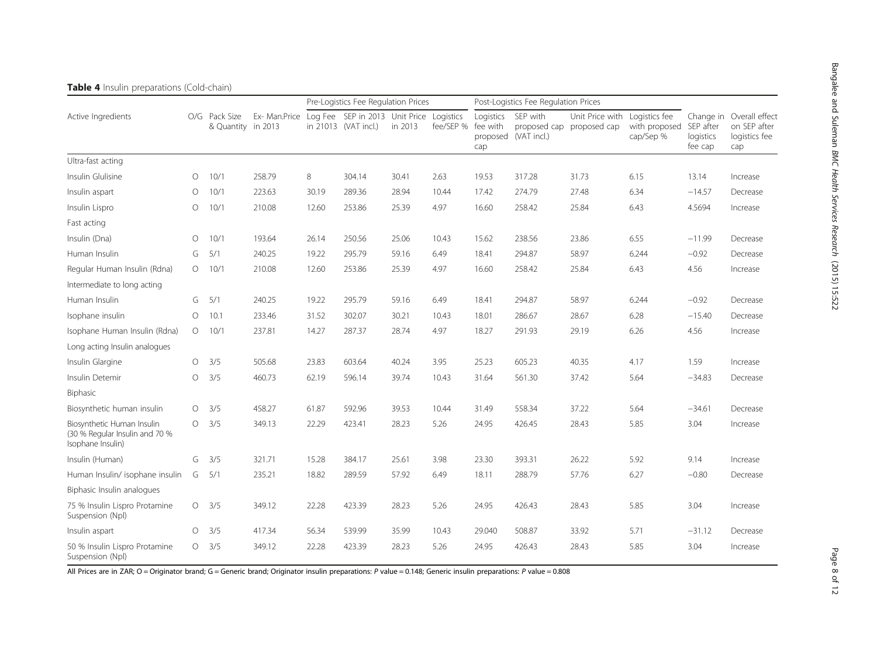**Table 4** Insulin preparations (Cold-chain)

| Active Ingredients | O/G | Pack Size & Quantity | Ex- Man.Price in 2013 | Pre-Logistics Fee Regulation Prices | | | | Post-Logistics Fee Regulation Prices | | | | Change in SEP after logistics fee cap | Overall effect on SEP after logistics fee cap |
|---|---|---|---|---|---|---|---|---|---|---|---|---|---|
| | | | | Log Fee in 21013 | SEP in 2013 (VAT incl.) | Unit Price in 2013 | Logistics fee/SEP % | Logistics fee with proposed cap | SEP with proposed cap (VAT incl.) | Unit Price with proposed cap | Logistics fee with proposed cap/Sep % | | |
| Ultra-fast acting | | | | | | | | | | | | | |
| Insulin Glulisine | O | 10/1 | 258.79 | 8 | 304.14 | 30.41 | 2.63 | 19.53 | 317.28 | 31.73 | 6.15 | 13.14 | Increase |
| Insulin aspart | O | 10/1 | 223.63 | 30.19 | 289.36 | 28.94 | 10.44 | 17.42 | 274.79 | 27.48 | 6.34 | −14.57 | Decrease |
| Insulin Lispro | O | 10/1 | 210.08 | 12.60 | 253.86 | 25.39 | 4.97 | 16.60 | 258.42 | 25.84 | 6.43 | 4.5694 | Increase |
| Fast acting | | | | | | | | | | | | | |
| Insulin (Dna) | O | 10/1 | 193.64 | 26.14 | 250.56 | 25.06 | 10.43 | 15.62 | 238.56 | 23.86 | 6.55 | −11.99 | Decrease |
| Human Insulin | G | 5/1 | 240.25 | 19.22 | 295.79 | 59.16 | 6.49 | 18.41 | 294.87 | 58.97 | 6.244 | −0.92 | Decrease |
| Regular Human Insulin (Rdna) | O | 10/1 | 210.08 | 12.60 | 253.86 | 25.39 | 4.97 | 16.60 | 258.42 | 25.84 | 6.43 | 4.56 | Increase |
| Intermediate to long acting | | | | | | | | | | | | | |
| Human Insulin | G | 5/1 | 240.25 | 19.22 | 295.79 | 59.16 | 6.49 | 18.41 | 294.87 | 58.97 | 6.244 | −0.92 | Decrease |
| Isophane insulin | O | 10.1 | 233.46 | 31.52 | 302.07 | 30.21 | 10.43 | 18.01 | 286.67 | 28.67 | 6.28 | −15.40 | Decrease |
| Isophane Human Insulin (Rdna) | O | 10/1 | 237.81 | 14.27 | 287.37 | 28.74 | 4.97 | 18.27 | 291.93 | 29.19 | 6.26 | 4.56 | Increase |
| Long acting Insulin analogues | | | | | | | | | | | | | |
| Insulin Glargine | O | 3/5 | 505.68 | 23.83 | 603.64 | 40.24 | 3.95 | 25.23 | 605.23 | 40.35 | 4.17 | 1.59 | Increase |
| Insulin Detemir | O | 3/5 | 460.73 | 62.19 | 596.14 | 39.74 | 10.43 | 31.64 | 561.30 | 37.42 | 5.64 | −34.83 | Decrease |
| Biphasic | | | | | | | | | | | | | |
| Biosynthetic human insulin | O | 3/5 | 458.27 | 61.87 | 592.96 | 39.53 | 10.44 | 31.49 | 558.34 | 37.22 | 5.64 | −34.61 | Decrease |
| Biosynthetic Human Insulin (30 % Regular Insulin and 70 % Isophane Insulin) | O | 3/5 | 349.13 | 22.29 | 423.41 | 28.23 | 5.26 | 24.95 | 426.45 | 28.43 | 5.85 | 3.04 | Increase |
| Insulin (Human) | G | 3/5 | 321.71 | 15.28 | 384.17 | 25.61 | 3.98 | 23.30 | 393.31 | 26.22 | 5.92 | 9.14 | Increase |
| Human Insulin/ isophane insulin | G | 5/1 | 235.21 | 18.82 | 289.59 | 57.92 | 6.49 | 18.11 | 288.79 | 57.76 | 6.27 | −0.80 | Decrease |
| Biphasic Insulin analogues | | | | | | | | | | | | | |
| 75 % Insulin Lispro Protamine Suspension (Npl) | O | 3/5 | 349.12 | 22.28 | 423.39 | 28.23 | 5.26 | 24.95 | 426.43 | 28.43 | 5.85 | 3.04 | Increase |
| Insulin aspart | O | 3/5 | 417.34 | 56.34 | 539.99 | 35.99 | 10.43 | 29.040 | 508.87 | 33.92 | 5.71 | −31.12 | Decrease |
| 50 % Insulin Lispro Protamine Suspension (Npl) | O | 3/5 | 349.12 | 22.28 | 423.39 | 28.23 | 5.26 | 24.95 | 426.43 | 28.43 | 5.85 | 3.04 | Increase |

All Prices are in ZAR; O = Originator brand; G = Generic brand; Originator insulin preparations: *P* value = 0.148; Generic insulin preparations: *P* value = 0.808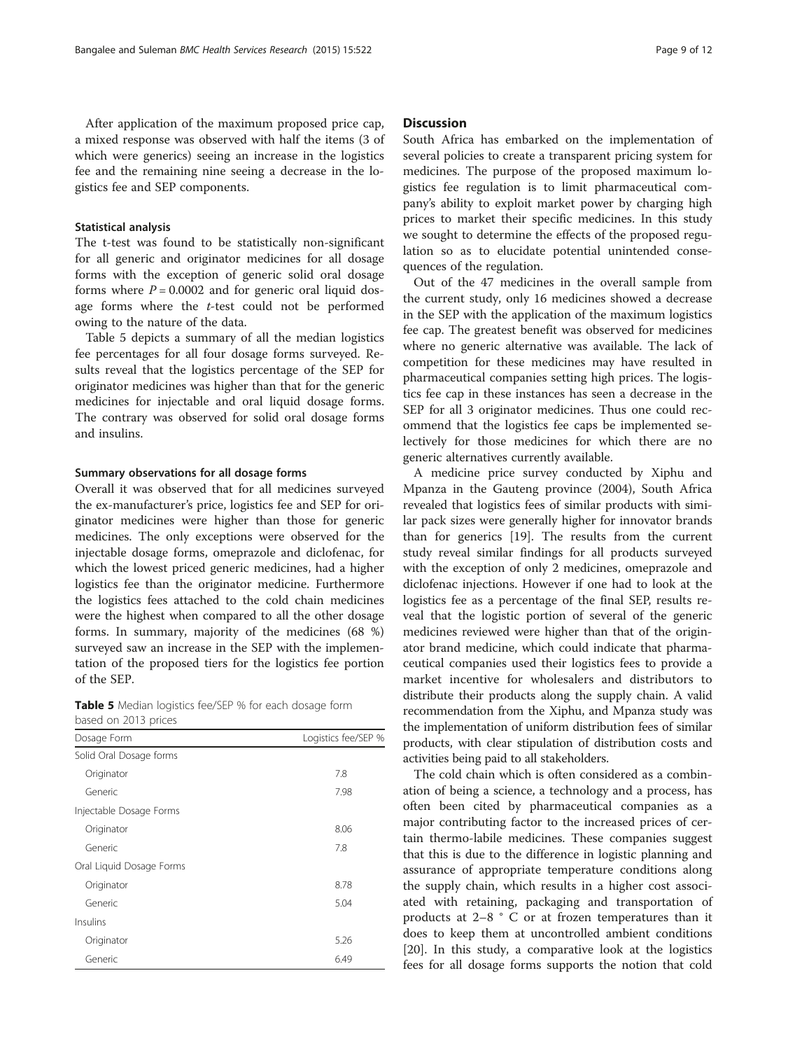After application of the maximum proposed price cap, a mixed response was observed with half the items (3 of which were generics) seeing an increase in the logistics fee and the remaining nine seeing a decrease in the logistics fee and SEP components.

#### Statistical analysis

The t-test was found to be statistically non-significant for all generic and originator medicines for all dosage forms with the exception of generic solid oral dosage forms where $P = 0.0002$ and for generic oral liquid dosage forms where the *t*-test could not be performed owing to the nature of the data.

Table 5 depicts a summary of all the median logistics fee percentages for all four dosage forms surveyed. Results reveal that the logistics percentage of the SEP for originator medicines was higher than that for the generic medicines for injectable and oral liquid dosage forms. The contrary was observed for solid oral dosage forms and insulins.

#### Summary observations for all dosage forms

Overall it was observed that for all medicines surveyed the ex-manufacturer's price, logistics fee and SEP for originator medicines were higher than those for generic medicines. The only exceptions were observed for the injectable dosage forms, omeprazole and diclofenac, for which the lowest priced generic medicines, had a higher logistics fee than the originator medicine. Furthermore the logistics fees attached to the cold chain medicines were the highest when compared to all the other dosage forms. In summary, majority of the medicines (68 %) surveyed saw an increase in the SEP with the implementation of the proposed tiers for the logistics fee portion of the SEP.

**Table 5** Median logistics fee/SEP % for each dosage form based on 2013 prices

| Dosage Form | Logistics fee/SEP % |
|---|---|
| Solid Oral Dosage forms | |
| Originator | 7.8 |
| Generic | 7.98 |
| Injectable Dosage Forms | |
| Originator | 8.06 |
| Generic | 7.8 |
| Oral Liquid Dosage Forms | |
| Originator | 8.78 |
| Generic | 5.04 |
| Insulins | |
| Originator | 5.26 |
| Generic | 6.49 |

## Discussion

South Africa has embarked on the implementation of several policies to create a transparent pricing system for medicines. The purpose of the proposed maximum logistics fee regulation is to limit pharmaceutical company's ability to exploit market power by charging high prices to market their specific medicines. In this study we sought to determine the effects of the proposed regulation so as to elucidate potential unintended consequences of the regulation.

Out of the 47 medicines in the overall sample from the current study, only 16 medicines showed a decrease in the SEP with the application of the maximum logistics fee cap. The greatest benefit was observed for medicines where no generic alternative was available. The lack of competition for these medicines may have resulted in pharmaceutical companies setting high prices. The logistics fee cap in these instances has seen a decrease in the SEP for all 3 originator medicines. Thus one could recommend that the logistics fee caps be implemented selectively for those medicines for which there are no generic alternatives currently available.

A medicine price survey conducted by Xiphu and Mpanza in the Gauteng province (2004), South Africa revealed that logistics fees of similar products with similar pack sizes were generally higher for innovator brands than for generics [19]. The results from the current study reveal similar findings for all products surveyed with the exception of only 2 medicines, omeprazole and diclofenac injections. However if one had to look at the logistics fee as a percentage of the final SEP, results reveal that the logistic portion of several of the generic medicines reviewed were higher than that of the originator brand medicine, which could indicate that pharmaceutical companies used their logistics fees to provide a market incentive for wholesalers and distributors to distribute their products along the supply chain. A valid recommendation from the Xiphu, and Mpanza study was the implementation of uniform distribution fees of similar products, with clear stipulation of distribution costs and activities being paid to all stakeholders.

The cold chain which is often considered as a combination of being a science, a technology and a process, has often been cited by pharmaceutical companies as a major contributing factor to the increased prices of certain thermo-labile medicines. These companies suggest that this is due to the difference in logistic planning and assurance of appropriate temperature conditions along the supply chain, which results in a higher cost associated with retaining, packaging and transportation of products at 2–8 ° C or at frozen temperatures than it does to keep them at uncontrolled ambient conditions [20]. In this study, a comparative look at the logistics fees for all dosage forms supports the notion that cold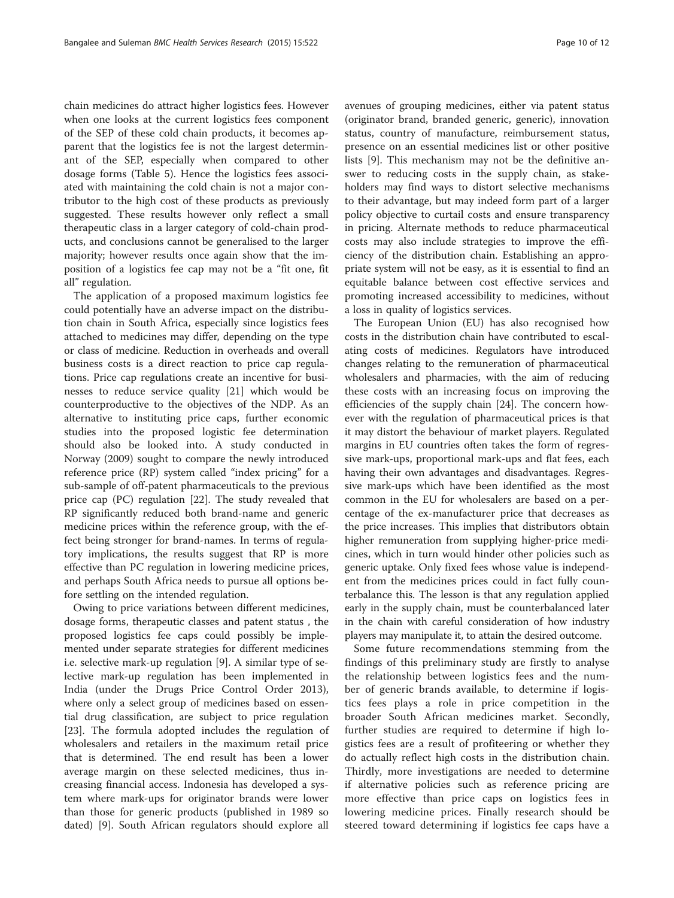chain medicines do attract higher logistics fees. However when one looks at the current logistics fees component of the SEP of these cold chain products, it becomes apparent that the logistics fee is not the largest determinant of the SEP, especially when compared to other dosage forms (Table 5). Hence the logistics fees associated with maintaining the cold chain is not a major contributor to the high cost of these products as previously suggested. These results however only reflect a small therapeutic class in a larger category of cold-chain products, and conclusions cannot be generalised to the larger majority; however results once again show that the imposition of a logistics fee cap may not be a "fit one, fit all" regulation.

The application of a proposed maximum logistics fee could potentially have an adverse impact on the distribution chain in South Africa, especially since logistics fees attached to medicines may differ, depending on the type or class of medicine. Reduction in overheads and overall business costs is a direct reaction to price cap regulations. Price cap regulations create an incentive for businesses to reduce service quality [21] which would be counterproductive to the objectives of the NDP. As an alternative to instituting price caps, further economic studies into the proposed logistic fee determination should also be looked into. A study conducted in Norway (2009) sought to compare the newly introduced reference price (RP) system called "index pricing" for a sub-sample of off-patent pharmaceuticals to the previous price cap (PC) regulation [22]. The study revealed that RP significantly reduced both brand-name and generic medicine prices within the reference group, with the effect being stronger for brand-names. In terms of regulatory implications, the results suggest that RP is more effective than PC regulation in lowering medicine prices, and perhaps South Africa needs to pursue all options before settling on the intended regulation.

Owing to price variations between different medicines, dosage forms, therapeutic classes and patent status , the proposed logistics fee caps could possibly be implemented under separate strategies for different medicines i.e. selective mark-up regulation [9]. A similar type of selective mark-up regulation has been implemented in India (under the Drugs Price Control Order 2013), where only a select group of medicines based on essential drug classification, are subject to price regulation [23]. The formula adopted includes the regulation of wholesalers and retailers in the maximum retail price that is determined. The end result has been a lower average margin on these selected medicines, thus increasing financial access. Indonesia has developed a system where mark-ups for originator brands were lower than those for generic products (published in 1989 so dated) [9]. South African regulators should explore all avenues of grouping medicines, either via patent status (originator brand, branded generic, generic), innovation status, country of manufacture, reimbursement status, presence on an essential medicines list or other positive lists [9]. This mechanism may not be the definitive answer to reducing costs in the supply chain, as stakeholders may find ways to distort selective mechanisms to their advantage, but may indeed form part of a larger policy objective to curtail costs and ensure transparency in pricing. Alternate methods to reduce pharmaceutical costs may also include strategies to improve the efficiency of the distribution chain. Establishing an appropriate system will not be easy, as it is essential to find an equitable balance between cost effective services and promoting increased accessibility to medicines, without a loss in quality of logistics services.

The European Union (EU) has also recognised how costs in the distribution chain have contributed to escalating costs of medicines. Regulators have introduced changes relating to the remuneration of pharmaceutical wholesalers and pharmacies, with the aim of reducing these costs with an increasing focus on improving the efficiencies of the supply chain [24]. The concern however with the regulation of pharmaceutical prices is that it may distort the behaviour of market players. Regulated margins in EU countries often takes the form of regressive mark-ups, proportional mark-ups and flat fees, each having their own advantages and disadvantages. Regressive mark-ups which have been identified as the most common in the EU for wholesalers are based on a percentage of the ex-manufacturer price that decreases as the price increases. This implies that distributors obtain higher remuneration from supplying higher-price medicines, which in turn would hinder other policies such as generic uptake. Only fixed fees whose value is independent from the medicines prices could in fact fully counterbalance this. The lesson is that any regulation applied early in the supply chain, must be counterbalanced later in the chain with careful consideration of how industry players may manipulate it, to attain the desired outcome.

Some future recommendations stemming from the findings of this preliminary study are firstly to analyse the relationship between logistics fees and the number of generic brands available, to determine if logistics fees plays a role in price competition in the broader South African medicines market. Secondly, further studies are required to determine if high logistics fees are a result of profiteering or whether they do actually reflect high costs in the distribution chain. Thirdly, more investigations are needed to determine if alternative policies such as reference pricing are more effective than price caps on logistics fees in lowering medicine prices. Finally research should be steered toward determining if logistics fee caps have a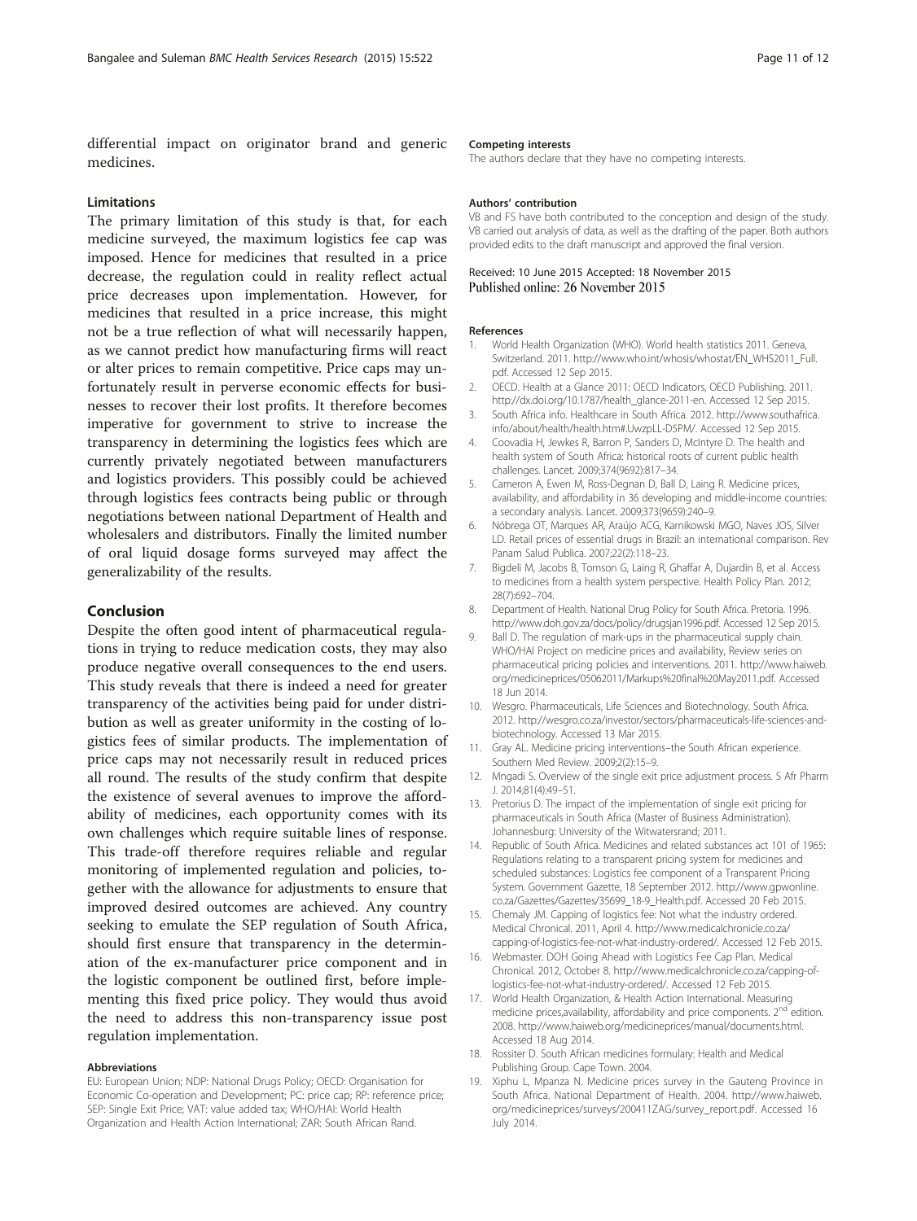differential impact on originator brand and generic medicines.

### Limitations

The primary limitation of this study is that, for each medicine surveyed, the maximum logistics fee cap was imposed. Hence for medicines that resulted in a price decrease, the regulation could in reality reflect actual price decreases upon implementation. However, for medicines that resulted in a price increase, this might not be a true reflection of what will necessarily happen, as we cannot predict how manufacturing firms will react or alter prices to remain competitive. Price caps may unfortunately result in perverse economic effects for businesses to recover their lost profits. It therefore becomes imperative for government to strive to increase the transparency in determining the logistics fees which are currently privately negotiated between manufacturers and logistics providers. This possibly could be achieved through logistics fees contracts being public or through negotiations between national Department of Health and wholesalers and distributors. Finally the limited number of oral liquid dosage forms surveyed may affect the generalizability of the results.

## Conclusion

Despite the often good intent of pharmaceutical regulations in trying to reduce medication costs, they may also produce negative overall consequences to the end users. This study reveals that there is indeed a need for greater transparency of the activities being paid for under distribution as well as greater uniformity in the costing of logistics fees of similar products. The implementation of price caps may not necessarily result in reduced prices all round. The results of the study confirm that despite the existence of several avenues to improve the affordability of medicines, each opportunity comes with its own challenges which require suitable lines of response. This trade-off therefore requires reliable and regular monitoring of implemented regulation and policies, together with the allowance for adjustments to ensure that improved desired outcomes are achieved. Any country seeking to emulate the SEP regulation of South Africa, should first ensure that transparency in the determination of the ex-manufacturer price component and in the logistic component be outlined first, before implementing this fixed price policy. They would thus avoid the need to address this non-transparency issue post regulation implementation.

#### Abbreviations

EU: European Union; NDP: National Drugs Policy; OECD: Organisation for Economic Co-operation and Development; PC: price cap; RP: reference price; SEP: Single Exit Price; VAT: value added tax; WHO/HAI: World Health Organization and Health Action International; ZAR: South African Rand.

#### Competing interests

The authors declare that they have no competing interests.

#### Authors' contribution

VB and FS have both contributed to the conception and design of the study. VB carried out analysis of data, as well as the drafting of the paper. Both authors provided edits to the draft manuscript and approved the final version.

Received: 10 June 2015 Accepted: 18 November 2015
Published online: 26 November 2015

#### References

1. World Health Organization (WHO). World health statistics 2011. Geneva, Switzerland. 2011. http://www.who.int/whosis/whostat/EN_WHS2011_Full.pdf. Accessed 12 Sep 2015.
2. OECD. Health at a Glance 2011: OECD Indicators, OECD Publishing. 2011. http://dx.doi.org/10.1787/health_glance-2011-en. Accessed 12 Sep 2015.
3. South Africa info. Healthcare in South Africa. 2012. http://www.southafrica.info/about/health/health.htm#.UwzpLL-D5PM/. Accessed 12 Sep 2015.
4. Coovadia H, Jewkes R, Barron P, Sanders D, McIntyre D. The health and health system of South Africa: historical roots of current public health challenges. Lancet. 2009;374(9692):817–34.
5. Cameron A, Ewen M, Ross-Degnan D, Ball D, Laing R. Medicine prices, availability, and affordability in 36 developing and middle-income countries: a secondary analysis. Lancet. 2009;373(9659):240–9.
6. Nóbrega OT, Marques AR, Araújo ACG, Karnikowski MGO, Naves JOS, Silver LD. Retail prices of essential drugs in Brazil: an international comparison. Rev Panam Salud Publica. 2007;22(2):118–23.
7. Bigdeli M, Jacobs B, Tomson G, Laing R, Ghaffar A, Dujardin B, et al. Access to medicines from a health system perspective. Health Policy Plan. 2012; 28(7):692–704.
8. Department of Health. National Drug Policy for South Africa. Pretoria. 1996. http://www.doh.gov.za/docs/policy/drugsjan1996.pdf. Accessed 12 Sep 2015.
9. Ball D. The regulation of mark-ups in the pharmaceutical supply chain. WHO/HAI Project on medicine prices and availability, Review series on pharmaceutical pricing policies and interventions. 2011. http://www.haiweb.org/medicineprices/05062011/Markups%20final%20May2011.pdf. Accessed 18 Jun 2014.
10. Wesgro. Pharmaceuticals, Life Sciences and Biotechnology. South Africa. 2012. http://wesgro.co.za/investor/sectors/pharmaceuticals-life-sciences-and-biotechnology. Accessed 13 Mar 2015.
11. Gray AL. Medicine pricing interventions–the South African experience. Southern Med Review. 2009;2(2):15–9.
12. Mngadi S. Overview of the single exit price adjustment process. S Afr Pharm J. 2014;81(4):49–51.
13. Pretorius D. The impact of the implementation of single exit pricing for pharmaceuticals in South Africa (Master of Business Administration). Johannesburg: University of the Witwatersrand; 2011.
14. Republic of South Africa. Medicines and related substances act 101 of 1965: Regulations relating to a transparent pricing system for medicines and scheduled substances: Logistics fee component of a Transparent Pricing System. Government Gazette, 18 September 2012. http://www.gpwonline.co.za/Gazettes/Gazettes/35699_18-9_Health.pdf. Accessed 20 Feb 2015.
15. Chemaly JM. Capping of logistics fee: Not what the industry ordered. Medical Chronical. 2011, April 4. http://www.medicalchronicle.co.za/capping-of-logistics-fee-not-what-industry-ordered/. Accessed 12 Feb 2015.
16. Webmaster. DOH Going Ahead with Logistics Fee Cap Plan. Medical Chronical. 2012, October 8. http://www.medicalchronicle.co.za/capping-of-logistics-fee-not-what-industry-ordered/. Accessed 12 Feb 2015.
17. World Health Organization, & Health Action International. Measuring medicine prices,availability, affordability and price components. 2nd edition. 2008. http://www.haiweb.org/medicineprices/manual/documents.html. Accessed 18 Aug 2014.
18. Rossiter D. South African medicines formulary: Health and Medical Publishing Group. Cape Town. 2004.
19. Xiphu L, Mpanza N. Medicine prices survey in the Gauteng Province in South Africa. National Department of Health. 2004. http://www.haiweb.org/medicineprices/surveys/200411ZAG/survey_report.pdf. Accessed 16 July 2014.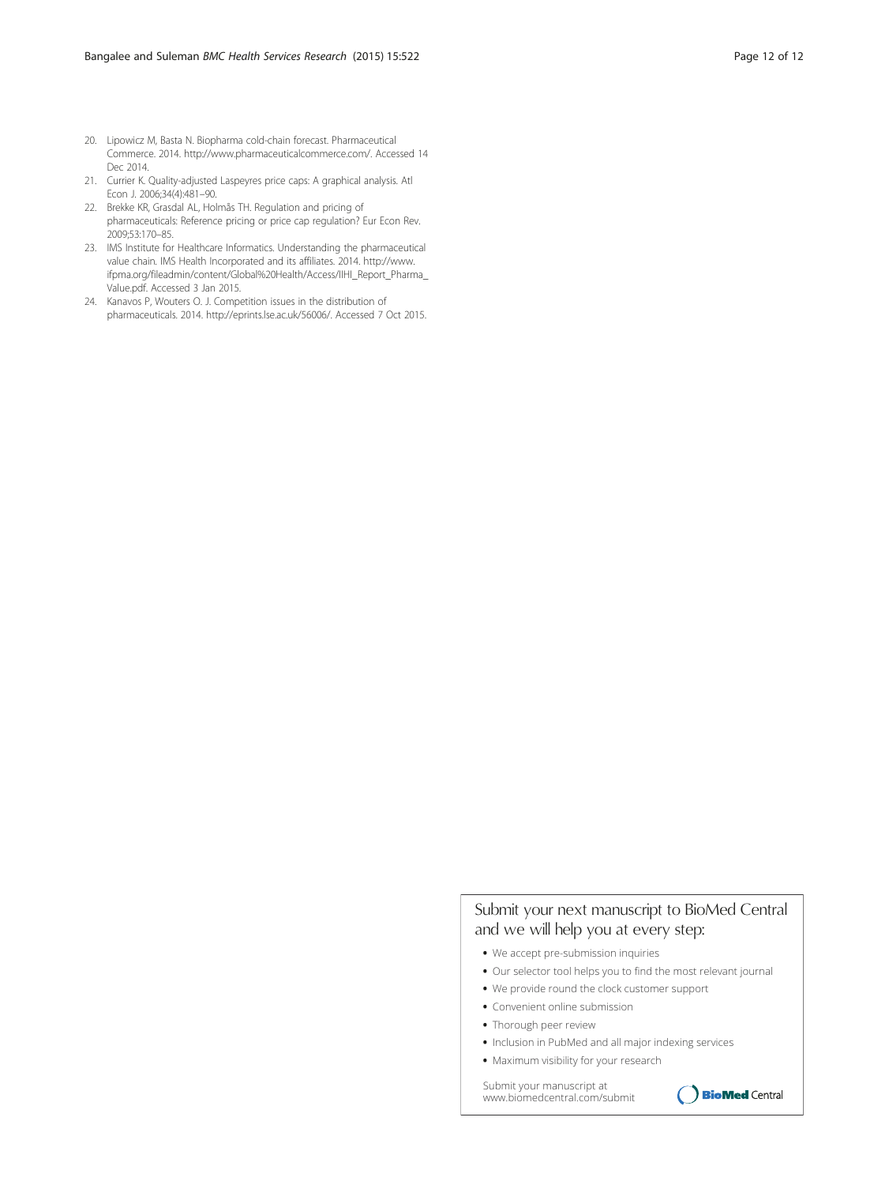20. Lipowicz M, Basta N. Biopharma cold-chain forecast. Pharmaceutical Commerce. 2014. http://www.pharmaceuticalcommerce.com/. Accessed 14 Dec 2014.
21. Currier K. Quality-adjusted Laspeyres price caps: A graphical analysis. Atl Econ J. 2006;34(4):481–90.
22. Brekke KR, Grasdal AL, Holmås TH. Regulation and pricing of pharmaceuticals: Reference pricing or price cap regulation? Eur Econ Rev. 2009;53:170–85.
23. IMS Institute for Healthcare Informatics. Understanding the pharmaceutical value chain. IMS Health Incorporated and its affiliates. 2014. http://www.ifpma.org/fileadmin/content/Global%20Health/Access/IIHI_Report_Pharma_Value.pdf. Accessed 3 Jan 2015.
24. Kanavos P, Wouters O. J. Competition issues in the distribution of pharmaceuticals. 2014. http://eprints.lse.ac.uk/56006/. Accessed 7 Oct 2015.

Submit your next manuscript to BioMed Central and we will help you at every step:

- We accept pre-submission inquiries
- Our selector tool helps you to find the most relevant journal
- We provide round the clock customer support
- Convenient online submission
- Thorough peer review
- Inclusion in PubMed and all major indexing services
- Maximum visibility for your research

Submit your manuscript at www.biomedcentral.com/submit

BioMed Central